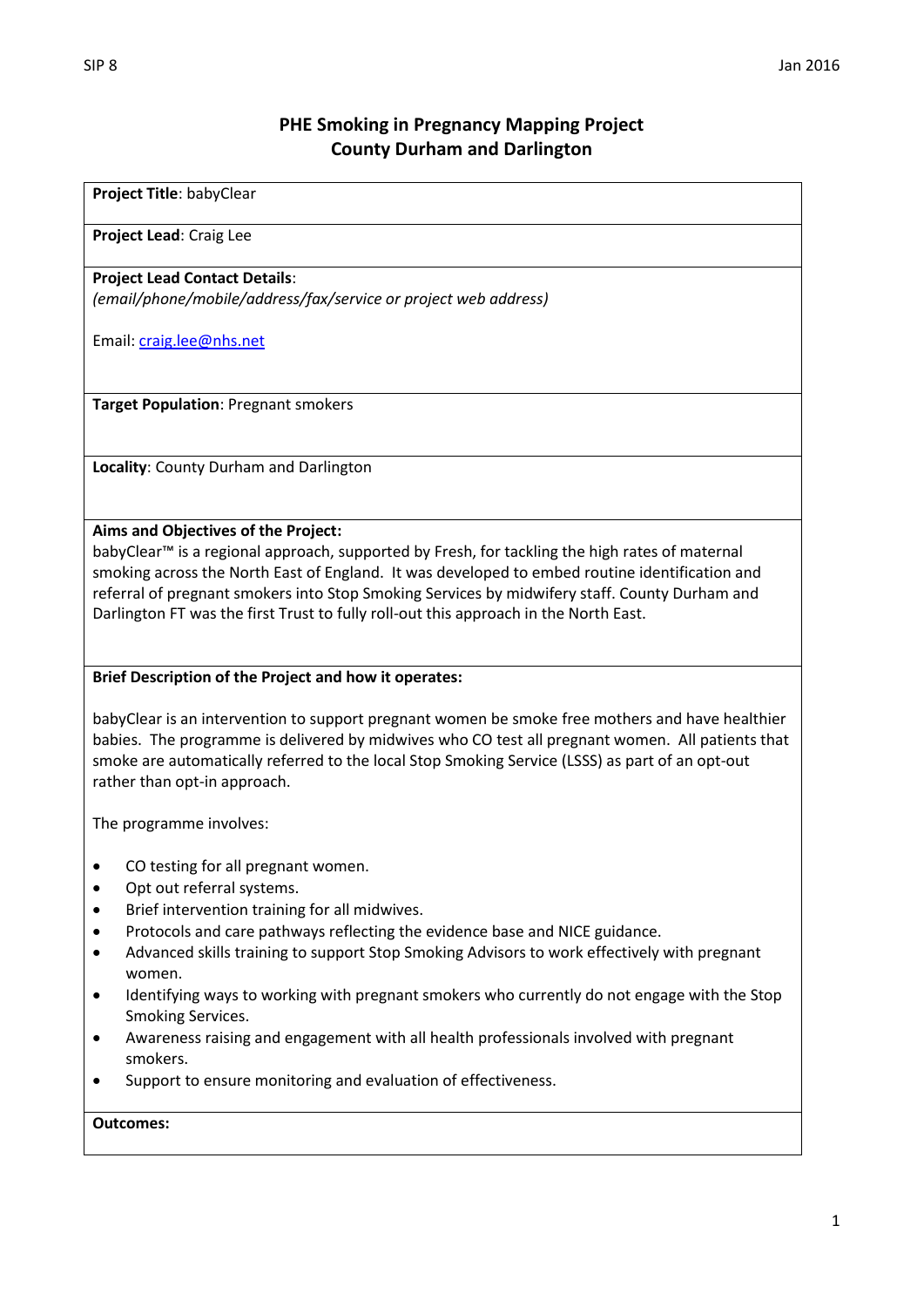# PHE Smoking in Pregnancy Mapping Project
## County Durham and Darlington

**Project Title**: babyClear

**Project Lead**: Craig Lee

**Project Lead Contact Details**:
*(email/phone/mobile/address/fax/service or project web address)*

Email: craig.lee@nhs.net

**Target Population**: Pregnant smokers

**Locality**: County Durham and Darlington

**Aims and Objectives of the Project:**
babyClear™ is a regional approach, supported by Fresh, for tackling the high rates of maternal smoking across the North East of England. It was developed to embed routine identification and referral of pregnant smokers into Stop Smoking Services by midwifery staff. County Durham and Darlington FT was the first Trust to fully roll-out this approach in the North East.

**Brief Description of the Project and how it operates:**

babyClear is an intervention to support pregnant women be smoke free mothers and have healthier babies. The programme is delivered by midwives who CO test all pregnant women. All patients that smoke are automatically referred to the local Stop Smoking Service (LSSS) as part of an opt-out rather than opt-in approach.

The programme involves:

- CO testing for all pregnant women.
- Opt out referral systems.
- Brief intervention training for all midwives.
- Protocols and care pathways reflecting the evidence base and NICE guidance.
- Advanced skills training to support Stop Smoking Advisors to work effectively with pregnant women.
- Identifying ways to working with pregnant smokers who currently do not engage with the Stop Smoking Services.
- Awareness raising and engagement with all health professionals involved with pregnant smokers.
- Support to ensure monitoring and evaluation of effectiveness.

**Outcomes:**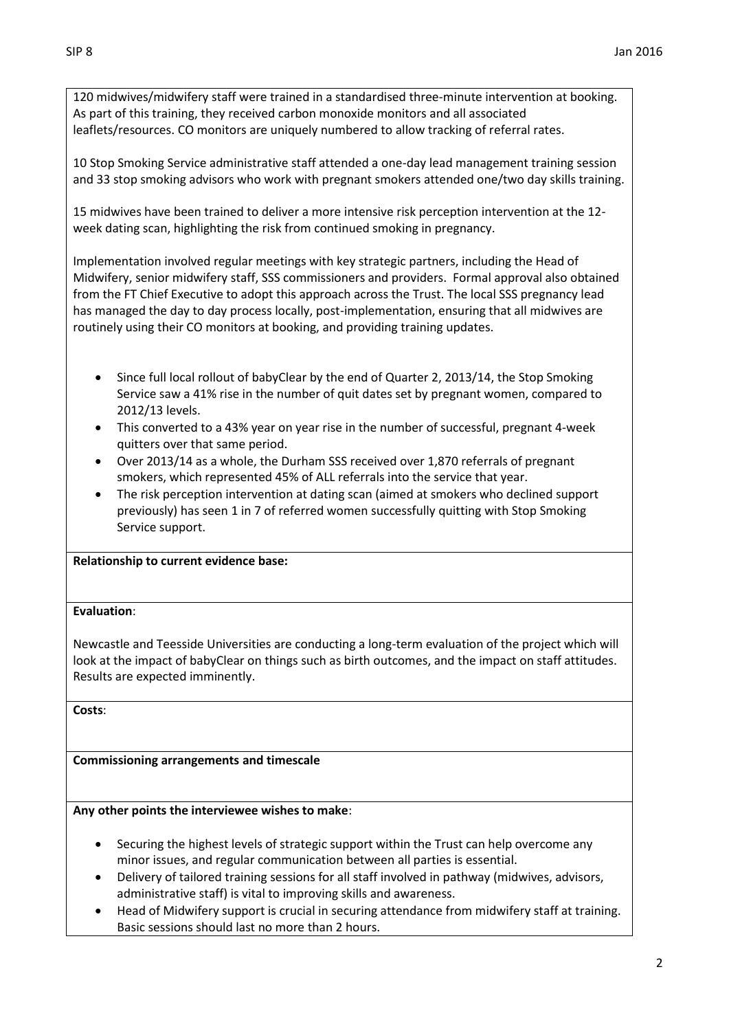120 midwives/midwifery staff were trained in a standardised three-minute intervention at booking. As part of this training, they received carbon monoxide monitors and all associated leaflets/resources. CO monitors are uniquely numbered to allow tracking of referral rates.

10 Stop Smoking Service administrative staff attended a one-day lead management training session and 33 stop smoking advisors who work with pregnant smokers attended one/two day skills training.

15 midwives have been trained to deliver a more intensive risk perception intervention at the 12-week dating scan, highlighting the risk from continued smoking in pregnancy.

Implementation involved regular meetings with key strategic partners, including the Head of Midwifery, senior midwifery staff, SSS commissioners and providers. Formal approval also obtained from the FT Chief Executive to adopt this approach across the Trust. The local SSS pregnancy lead has managed the day to day process locally, post-implementation, ensuring that all midwives are routinely using their CO monitors at booking, and providing training updates.

- Since full local rollout of babyClear by the end of Quarter 2, 2013/14, the Stop Smoking Service saw a 41% rise in the number of quit dates set by pregnant women, compared to 2012/13 levels.
- This converted to a 43% year on year rise in the number of successful, pregnant 4-week quitters over that same period.
- Over 2013/14 as a whole, the Durham SSS received over 1,870 referrals of pregnant smokers, which represented 45% of ALL referrals into the service that year.
- The risk perception intervention at dating scan (aimed at smokers who declined support previously) has seen 1 in 7 of referred women successfully quitting with Stop Smoking Service support.

**Relationship to current evidence base:**

**Evaluation**:

Newcastle and Teesside Universities are conducting a long-term evaluation of the project which will look at the impact of babyClear on things such as birth outcomes, and the impact on staff attitudes. Results are expected imminently.

**Costs**:

**Commissioning arrangements and timescale**

**Any other points the interviewee wishes to make**:

- Securing the highest levels of strategic support within the Trust can help overcome any minor issues, and regular communication between all parties is essential.
- Delivery of tailored training sessions for all staff involved in pathway (midwives, advisors, administrative staff) is vital to improving skills and awareness.
- Head of Midwifery support is crucial in securing attendance from midwifery staff at training. Basic sessions should last no more than 2 hours.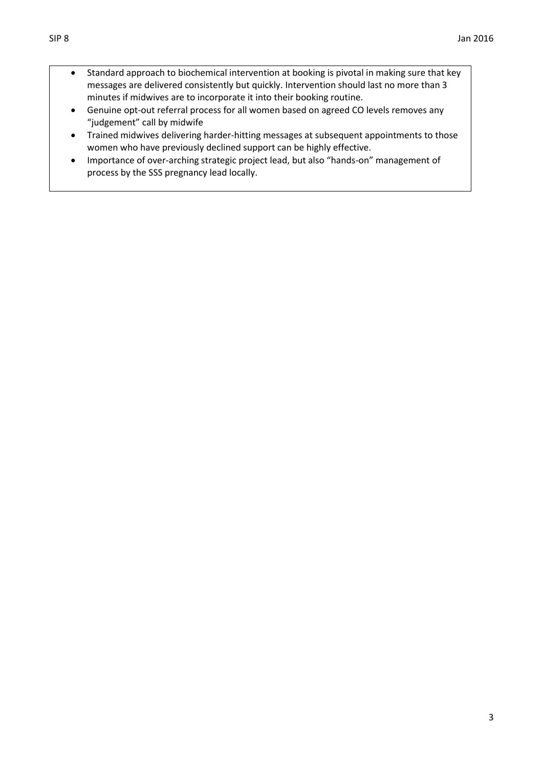- Standard approach to biochemical intervention at booking is pivotal in making sure that key messages are delivered consistently but quickly. Intervention should last no more than 3 minutes if midwives are to incorporate it into their booking routine.
- Genuine opt-out referral process for all women based on agreed CO levels removes any "judgement" call by midwife
- Trained midwives delivering harder-hitting messages at subsequent appointments to those women who have previously declined support can be highly effective.
- Importance of over-arching strategic project lead, but also "hands-on" management of process by the SSS pregnancy lead locally.